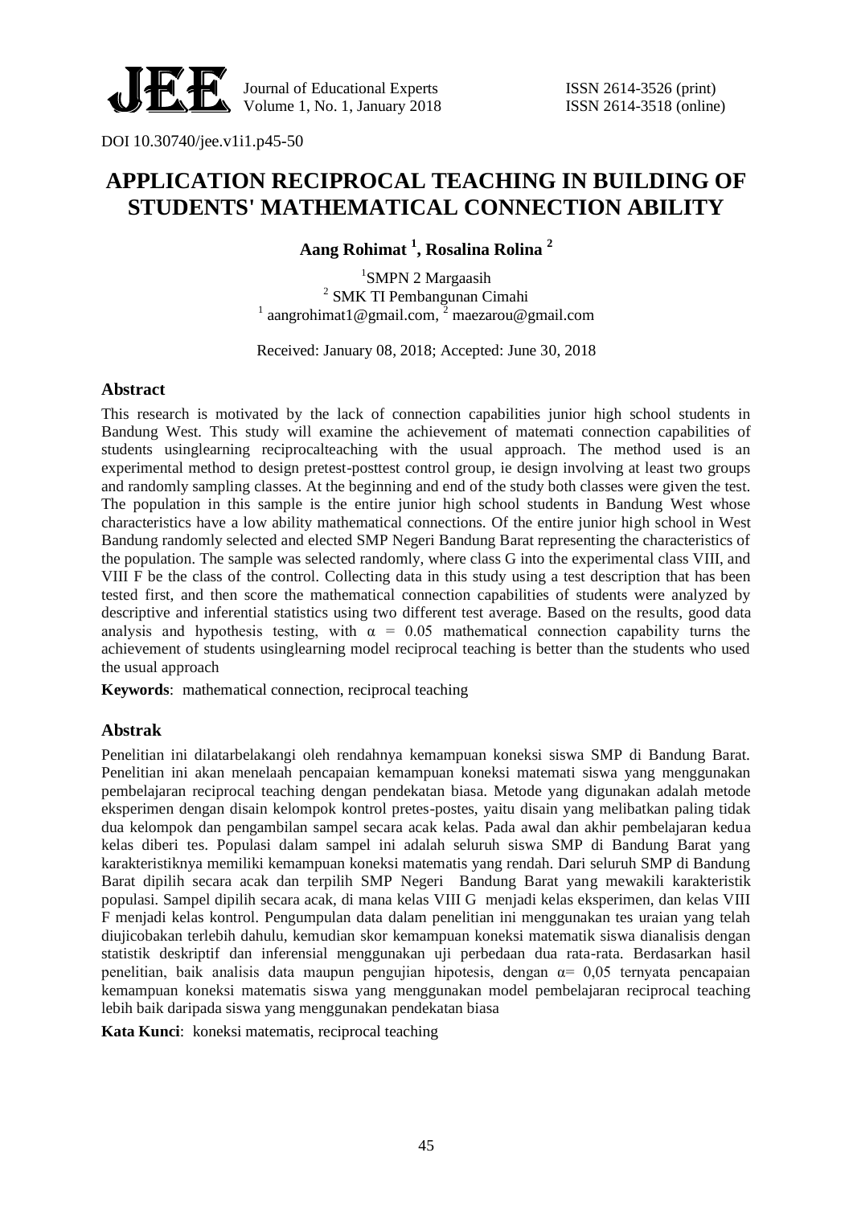DOI 10.30740/jee.v1i1.p45-50

# APPLICATION RECIPROCAL TEACHING IN BUILDING OF STUDENTS' MATHEMATICAL CONNECTION ABILITY

**Aang Rohimat [1], Rosalina Rolina [2]**

[1]SMPN 2 Margaasih
[2] SMK TI Pembangunan Cimahi
[1] aangrohimat1@gmail.com, [2] maezarou@gmail.com

Received: January 08, 2018; Accepted: June 30, 2018

### Abstract

This research is motivated by the lack of connection capabilities junior high school students in Bandung West. This study will examine the achievement of matemati connection capabilities of students usinglearning reciprocalteaching with the usual approach. The method used is an experimental method to design pretest-posttest control group, ie design involving at least two groups and randomly sampling classes. At the beginning and end of the study both classes were given the test. The population in this sample is the entire junior high school students in Bandung West whose characteristics have a low ability mathematical connections. Of the entire junior high school in West Bandung randomly selected and elected SMP Negeri Bandung Barat representing the characteristics of the population. The sample was selected randomly, where class G into the experimental class VIII, and VIII F be the class of the control. Collecting data in this study using a test description that has been tested first, and then score the mathematical connection capabilities of students were analyzed by descriptive and inferential statistics using two different test average. Based on the results, good data analysis and hypothesis testing, with $\alpha$ = 0.05 mathematical connection capability turns the achievement of students usinglearning model reciprocal teaching is better than the students who used the usual approach

**Keywords**: mathematical connection, reciprocal teaching

### Abstrak

Penelitian ini dilatarbelakangi oleh rendahnya kemampuan koneksi siswa SMP di Bandung Barat. Penelitian ini akan menelaah pencapaian kemampuan koneksi matemati siswa yang menggunakan pembelajaran reciprocal teaching dengan pendekatan biasa. Metode yang digunakan adalah metode eksperimen dengan disain kelompok kontrol pretes-postes, yaitu disain yang melibatkan paling tidak dua kelompok dan pengambilan sampel secara acak kelas. Pada awal dan akhir pembelajaran kedua kelas diberi tes. Populasi dalam sampel ini adalah seluruh siswa SMP di Bandung Barat yang karakteristiknya memiliki kemampuan koneksi matematis yang rendah. Dari seluruh SMP di Bandung Barat dipilih secara acak dan terpilih SMP Negeri Bandung Barat yang mewakili karakteristik populasi. Sampel dipilih secara acak, di mana kelas VIII G menjadi kelas eksperimen, dan kelas VIII F menjadi kelas kontrol. Pengumpulan data dalam penelitian ini menggunakan tes uraian yang telah diujicobakan terlebih dahulu, kemudian skor kemampuan koneksi matematik siswa dianalisis dengan statistik deskriptif dan inferensial menggunakan uji perbedaan dua rata-rata. Berdasarkan hasil penelitian, baik analisis data maupun pengujian hipotesis, dengan $\alpha$= 0,05 ternyata pencapaian kemampuan koneksi matematis siswa yang menggunakan model pembelajaran reciprocal teaching lebih baik daripada siswa yang menggunakan pendekatan biasa

**Kata Kunci**: koneksi matematis, reciprocal teaching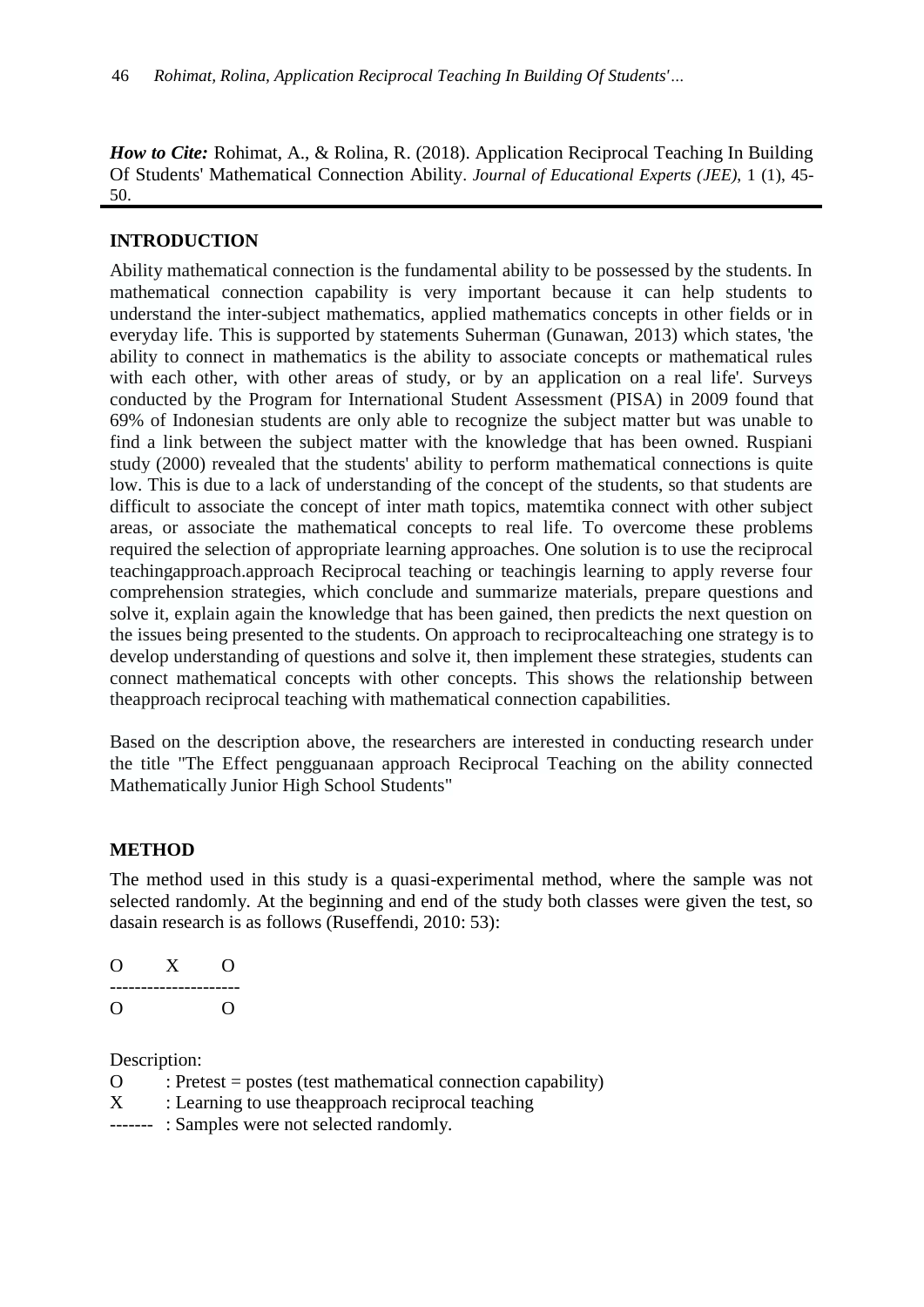***How to Cite:*** Rohimat, A., & Rolina, R. (2018). Application Reciprocal Teaching In Building Of Students' Mathematical Connection Ability. *Journal of Educational Experts (JEE)*, 1 (1), 45-50.

## INTRODUCTION

Ability mathematical connection is the fundamental ability to be possessed by the students. In mathematical connection capability is very important because it can help students to understand the inter-subject mathematics, applied mathematics concepts in other fields or in everyday life. This is supported by statements Suherman (Gunawan, 2013) which states, 'the ability to connect in mathematics is the ability to associate concepts or mathematical rules with each other, with other areas of study, or by an application on a real life'. Surveys conducted by the Program for International Student Assessment (PISA) in 2009 found that 69% of Indonesian students are only able to recognize the subject matter but was unable to find a link between the subject matter with the knowledge that has been owned. Ruspiani study (2000) revealed that the students' ability to perform mathematical connections is quite low. This is due to a lack of understanding of the concept of the students, so that students are difficult to associate the concept of inter math topics, matemtika connect with other subject areas, or associate the mathematical concepts to real life. To overcome these problems required the selection of appropriate learning approaches. One solution is to use the reciprocal teachingapproach.approach Reciprocal teaching or teachingis learning to apply reverse four comprehension strategies, which conclude and summarize materials, prepare questions and solve it, explain again the knowledge that has been gained, then predicts the next question on the issues being presented to the students. On approach to reciprocalteaching one strategy is to develop understanding of questions and solve it, then implement these strategies, students can connect mathematical concepts with other concepts. This shows the relationship between theapproach reciprocal teaching with mathematical connection capabilities.

Based on the description above, the researchers are interested in conducting research under the title "The Effect pengguanaan approach Reciprocal Teaching on the ability connected Mathematically Junior High School Students"

## METHOD

The method used in this study is a quasi-experimental method, where the sample was not selected randomly. At the beginning and end of the study both classes were given the test, so dasain research is as follows (Ruseffendi, 2010: 53):

```
O     X     O
--------------------
O           O
```

Description:

O : Pretest = postes (test mathematical connection capability)
X : Learning to use theapproach reciprocal teaching
------- : Samples were not selected randomly.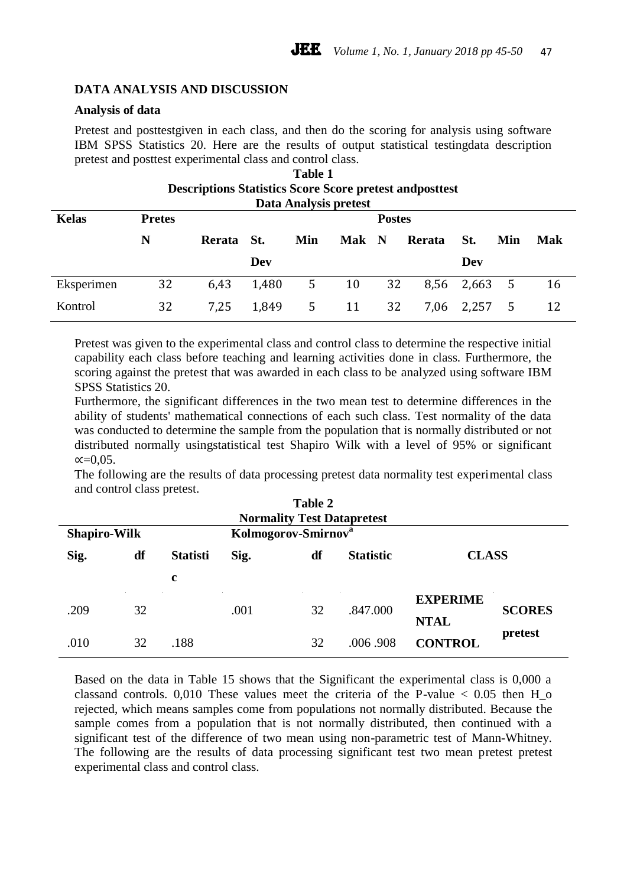## DATA ANALYSIS AND DISCUSSION

### Analysis of data

Pretest and posttestgiven in each class, and then do the scoring for analysis using software IBM SPSS Statistics 20. Here are the results of output statistical testingdata description pretest and posttest experimental class and control class.

**Table 1**
**Descriptions Statistics Score Score pretest andposttest**
**Data Analysis pretest**

| Kelas | Pretes | | | | | Postes | | | | |
|---|---|---|---|---|---|---|---|---|---|---|
| | N | Rerata | St. Dev | Min | Mak | N | Rerata | St. Dev | Min | Mak |
| Eksperimen | 32 | 6,43 | 1,480 | 5 | 10 | 32 | 8,56 | 2,663 | 5 | 16 |
| Kontrol | 32 | 7,25 | 1,849 | 5 | 11 | 32 | 7,06 | 2,257 | 5 | 12 |

Pretest was given to the experimental class and control class to determine the respective initial capability each class before teaching and learning activities done in class. Furthermore, the scoring against the pretest that was awarded in each class to be analyzed using software IBM SPSS Statistics 20.

Furthermore, the significant differences in the two mean test to determine differences in the ability of students' mathematical connections of each such class. Test normality of the data was conducted to determine the sample from the population that is normally distributed or not distributed normally usingstatistical test Shapiro Wilk with a level of 95% or significant $\propto=0{,}05$.

The following are the results of data processing pretest data normality test experimental class and control class pretest.

**Table 2**
**Normality Test Datapretest**

| Shapiro-Wilk | | | Kolmogorov-Smirnov[a] | | | | |
|---|---|---|---|---|---|---|---|
| Sig. | df | Statistic | Sig. | df | Statistic | CLASS | |
| .209 | 32 | | .001 | 32 | .847.000 | EXPERIMENTAL | SCORES pretest |
| .010 | 32 | .188 | | 32 | .006 .908 | CONTROL | |

Based on the data in Table 15 shows that the Significant the experimental class is 0,000 a classand controls. 0,010 These values meet the criteria of the P-value < 0.05 then H_o rejected, which means samples come from populations not normally distributed. Because the sample comes from a population that is not normally distributed, then continued with a significant test of the difference of two mean using non-parametric test of Mann-Whitney. The following are the results of data processing significant test two mean pretest pretest experimental class and control class.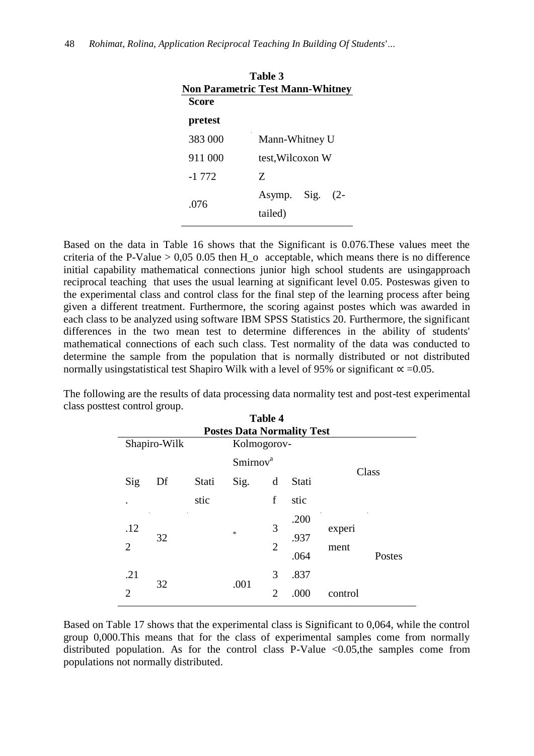**Table 3**
**Non Parametric Test Mann-Whitney**

| **Score** | |
|---|---|
| **pretest** | |
| 383 000 | Mann-Whitney U |
| 911 000 | test,Wilcoxon W |
| -1 772 | Z |
| .076 | Asymp. Sig. (2-tailed) |

Based on the data in Table 16 shows that the Significant is 0.076.These values meet the criteria of the P-Value > 0,05 0.05 then H_o acceptable, which means there is no difference initial capability mathematical connections junior high school students are usingapproach reciprocal teaching that uses the usual learning at significant level 0.05. Posteswas given to the experimental class and control class for the final step of the learning process after being given a different treatment. Furthermore, the scoring against postes which was awarded in each class to be analyzed using software IBM SPSS Statistics 20. Furthermore, the significant differences in the two mean test to determine differences in the ability of students' mathematical connections of each such class. Test normality of the data was conducted to determine the sample from the population that is normally distributed or not distributed normally usingstatistical test Shapiro Wilk with a level of 95% or significant ∝ =0.05.

The following are the results of data processing data normality test and post-test experimental class posttest control group.

**Table 4**
**Postes Data Normality Test**

| Shapiro-Wilk | | | Kolmogorov-Smirnov[a] | | | Class | |
|---|---|---|---|---|---|---|---|
| Sig. | Df | Statistic | Sig. | df | Statistic | | |
| .122 | 32 | | * | 32 | .200 .937 .064 | experiment | Postes |
| .212 | 32 | | .001 | 32 | .837 .000 | control | |

Based on Table 17 shows that the experimental class is Significant to 0,064, while the control group 0,000.This means that for the class of experimental samples come from normally distributed population. As for the control class P-Value <0.05,the samples come from populations not normally distributed.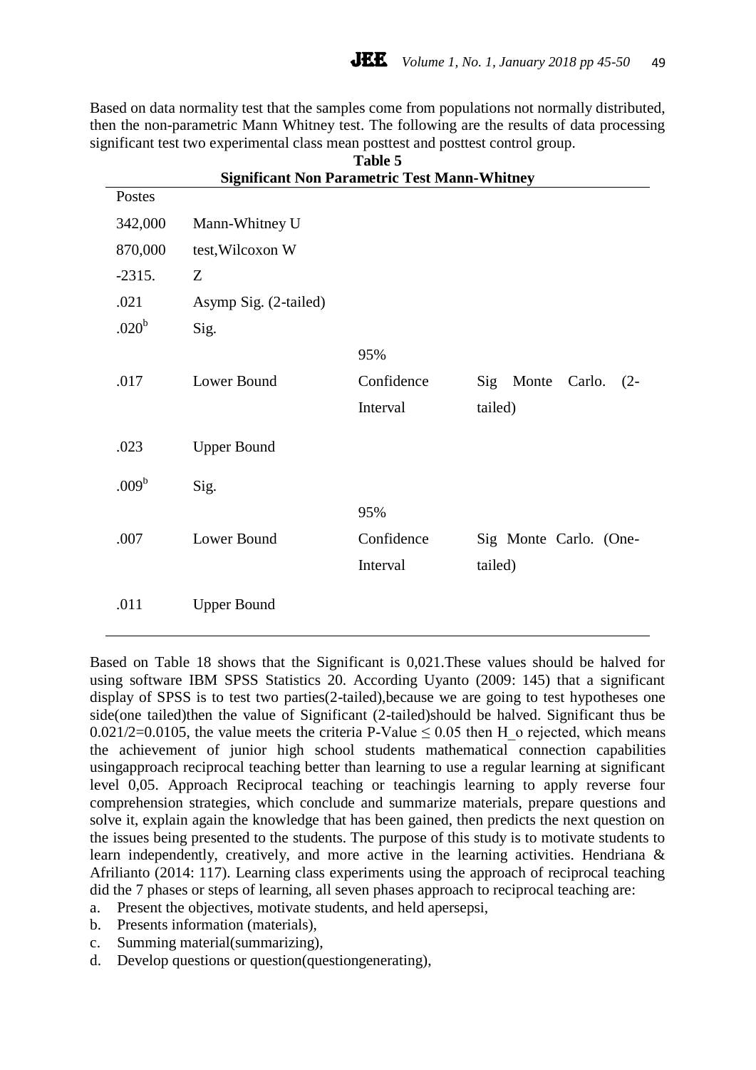Based on data normality test that the samples come from populations not normally distributed, then the non-parametric Mann Whitney test. The following are the results of data processing significant test two experimental class mean posttest and posttest control group.

**Table 5**
**Significant Non Parametric Test Mann-Whitney**

| Postes | | | |
|---|---|---|---|
| 342,000 | Mann-Whitney U | | |
| 870,000 | test,Wilcoxon W | | |
| -2315. | Z | | |
| .021 | Asymp Sig. (2-tailed) | | |
| .020[b] | Sig. | | Sig Monte Carlo. (2-tailed) |
| .017 | Lower Bound | 95% Confidence Interval | |
| .023 | Upper Bound | | |
| .009[b] | Sig. | | Sig Monte Carlo. (One-tailed) |
| .007 | Lower Bound | 95% Confidence Interval | |
| .011 | Upper Bound | | |

Based on Table 18 shows that the Significant is 0,021.These values should be halved for using software IBM SPSS Statistics 20. According Uyanto (2009: 145) that a significant display of SPSS is to test two parties(2-tailed),because we are going to test hypotheses one side(one tailed)then the value of Significant (2-tailed)should be halved. Significant thus be 0.021/2=0.0105, the value meets the criteria P-Value $\leq 0.05$ then $H_o$ rejected, which means the achievement of junior high school students mathematical connection capabilities usingapproach reciprocal teaching better than learning to use a regular learning at significant level 0,05. Approach Reciprocal teaching or teachingis learning to apply reverse four comprehension strategies, which conclude and summarize materials, prepare questions and solve it, explain again the knowledge that has been gained, then predicts the next question on the issues being presented to the students. The purpose of this study is to motivate students to learn independently, creatively, and more active in the learning activities. Hendriana & Afrilianto (2014: 117). Learning class experiments using the approach of reciprocal teaching did the 7 phases or steps of learning, all seven phases approach to reciprocal teaching are:

a. Present the objectives, motivate students, and held apersepsi,
b. Presents information (materials),
c. Summing material(summarizing),
d. Develop questions or question(questiongenerating),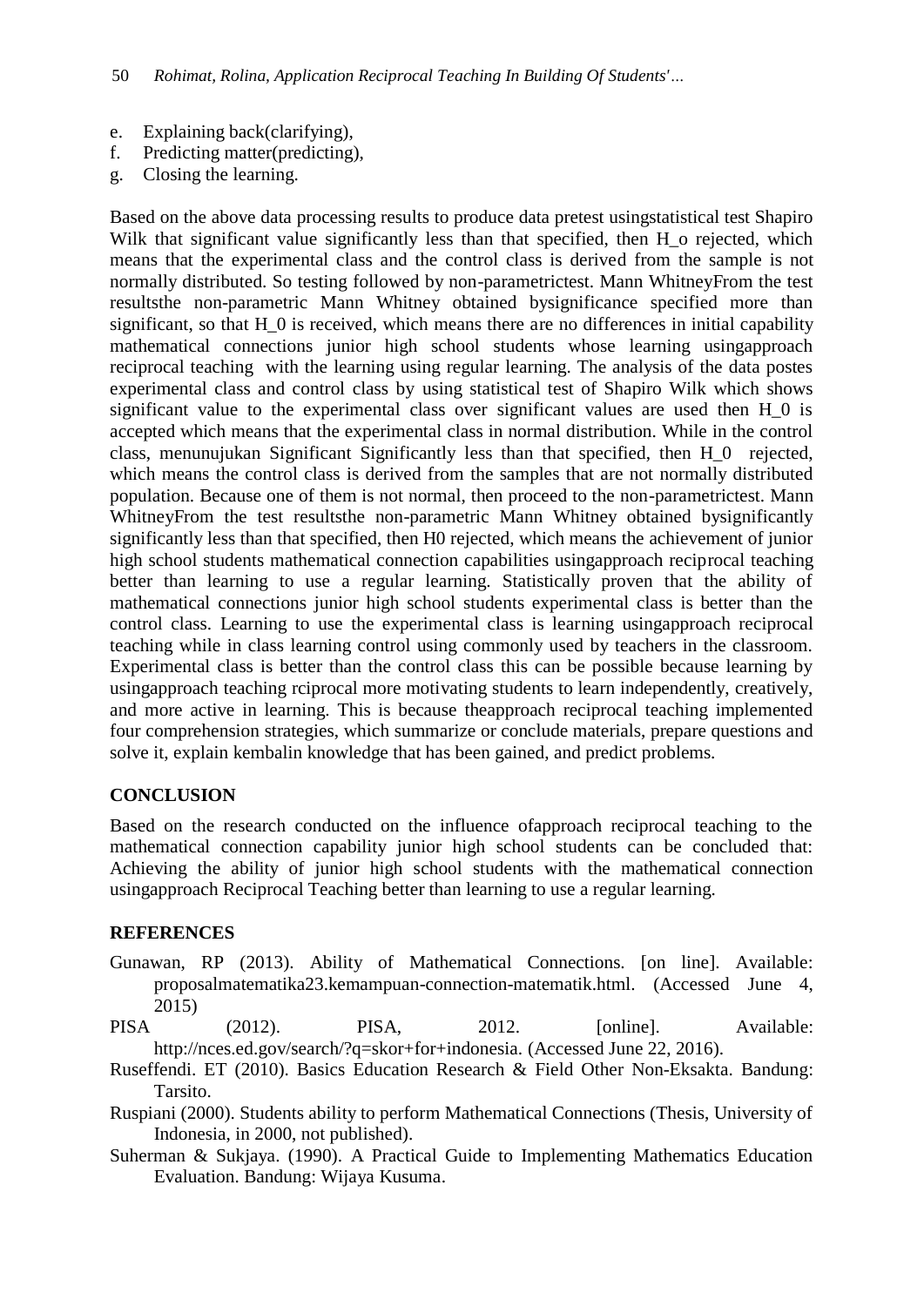e. Explaining back(clarifying),
f. Predicting matter(predicting),
g. Closing the learning.

Based on the above data processing results to produce data pretest usingstatistical test Shapiro Wilk that significant value significantly less than that specified, then H_o rejected, which means that the experimental class and the control class is derived from the sample is not normally distributed. So testing followed by non-parametrictest. Mann WhitneyFrom the test resultsthe non-parametric Mann Whitney obtained bysignificance specified more than significant, so that H_0 is received, which means there are no differences in initial capability mathematical connections junior high school students whose learning usingapproach reciprocal teaching with the learning using regular learning. The analysis of the data postes experimental class and control class by using statistical test of Shapiro Wilk which shows significant value to the experimental class over significant values are used then H_0 is accepted which means that the experimental class in normal distribution. While in the control class, menunujukan Significant Significantly less than that specified, then H_0 rejected, which means the control class is derived from the samples that are not normally distributed population. Because one of them is not normal, then proceed to the non-parametrictest. Mann WhitneyFrom the test resultsthe non-parametric Mann Whitney obtained bysignificantly significantly less than that specified, then H0 rejected, which means the achievement of junior high school students mathematical connection capabilities usingapproach reciprocal teaching better than learning to use a regular learning. Statistically proven that the ability of mathematical connections junior high school students experimental class is better than the control class. Learning to use the experimental class is learning usingapproach reciprocal teaching while in class learning control using commonly used by teachers in the classroom. Experimental class is better than the control class this can be possible because learning by usingapproach teaching rciprocal more motivating students to learn independently, creatively, and more active in learning. This is because theapproach reciprocal teaching implemented four comprehension strategies, which summarize or conclude materials, prepare questions and solve it, explain kembalin knowledge that has been gained, and predict problems.

## CONCLUSION

Based on the research conducted on the influence ofapproach reciprocal teaching to the mathematical connection capability junior high school students can be concluded that: Achieving the ability of junior high school students with the mathematical connection usingapproach Reciprocal Teaching better than learning to use a regular learning.

## REFERENCES

Gunawan, RP (2013). Ability of Mathematical Connections. [on line]. Available: proposalmatematika23.kemampuan-connection-matematik.html. (Accessed June 4, 2015)

PISA (2012). PISA, 2012. [online]. Available: http://nces.ed.gov/search/?q=skor+for+indonesia. (Accessed June 22, 2016).

Ruseffendi. ET (2010). Basics Education Research & Field Other Non-Eksakta. Bandung: Tarsito.

Ruspiani (2000). Students ability to perform Mathematical Connections (Thesis, University of Indonesia, in 2000, not published).

Suherman & Sukjaya. (1990). A Practical Guide to Implementing Mathematics Education Evaluation. Bandung: Wijaya Kusuma.